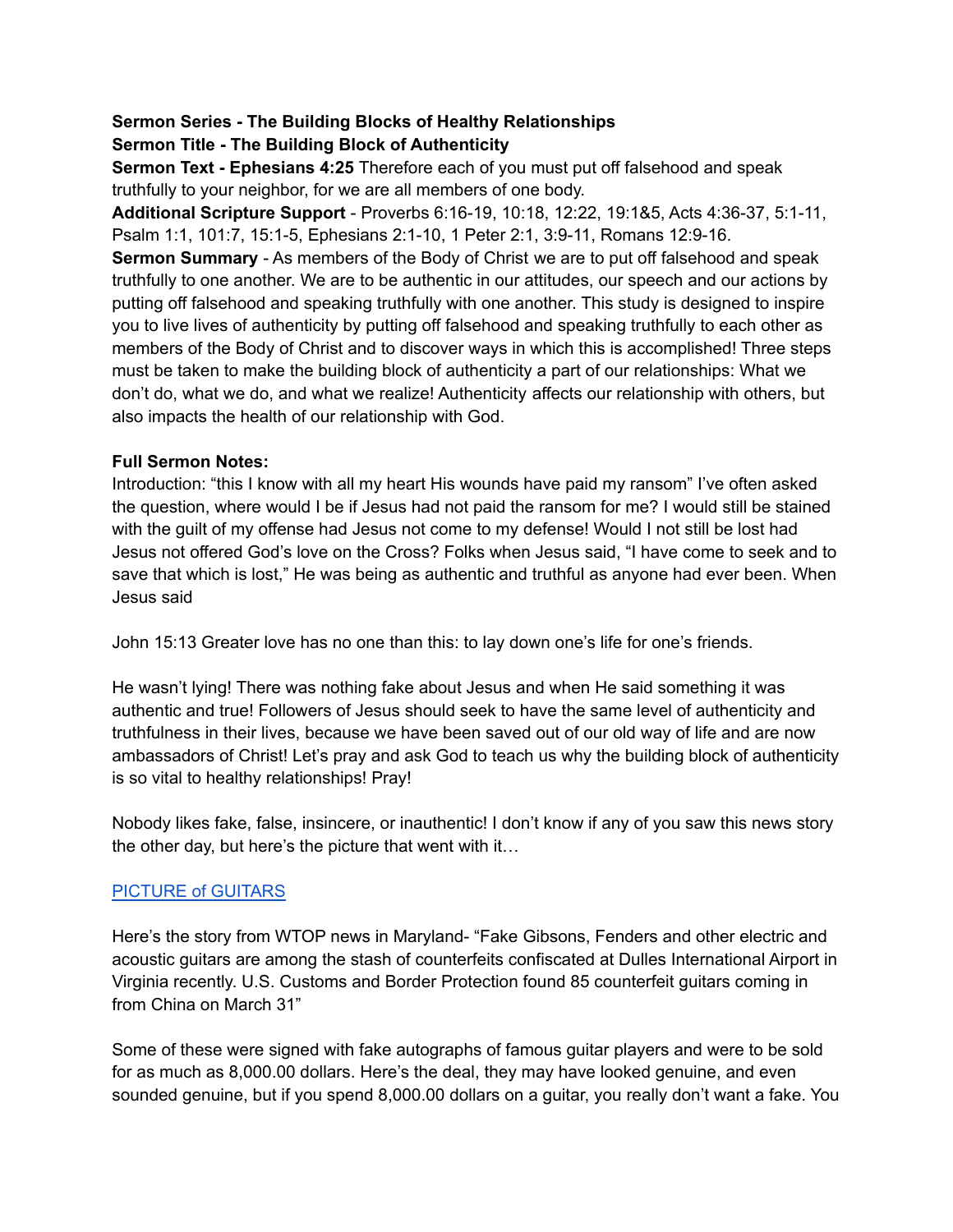**Sermon Series - The Building Blocks of Healthy Relationships**
**Sermon Title - The Building Block of Authenticity**
**Sermon Text - Ephesians 4:25** Therefore each of you must put off falsehood and speak truthfully to your neighbor, for we are all members of one body.
**Additional Scripture Support** - Proverbs 6:16-19, 10:18, 12:22, 19:1&5, Acts 4:36-37, 5:1-11, Psalm 1:1, 101:7, 15:1-5, Ephesians 2:1-10, 1 Peter 2:1, 3:9-11, Romans 12:9-16.
**Sermon Summary** - As members of the Body of Christ we are to put off falsehood and speak truthfully to one another. We are to be authentic in our attitudes, our speech and our actions by putting off falsehood and speaking truthfully with one another. This study is designed to inspire you to live lives of authenticity by putting off falsehood and speaking truthfully to each other as members of the Body of Christ and to discover ways in which this is accomplished! Three steps must be taken to make the building block of authenticity a part of our relationships: What we don't do, what we do, and what we realize! Authenticity affects our relationship with others, but also impacts the health of our relationship with God.

**Full Sermon Notes:**
Introduction: "this I know with all my heart His wounds have paid my ransom" I've often asked the question, where would I be if Jesus had not paid the ransom for me? I would still be stained with the guilt of my offense had Jesus not come to my defense! Would I not still be lost had Jesus not offered God's love on the Cross? Folks when Jesus said, "I have come to seek and to save that which is lost," He was being as authentic and truthful as anyone had ever been. When Jesus said

John 15:13 Greater love has no one than this: to lay down one's life for one's friends.

He wasn't lying! There was nothing fake about Jesus and when He said something it was authentic and true! Followers of Jesus should seek to have the same level of authenticity and truthfulness in their lives, because we have been saved out of our old way of life and are now ambassadors of Christ! Let's pray and ask God to teach us why the building block of authenticity is so vital to healthy relationships! Pray!

Nobody likes fake, false, insincere, or inauthentic! I don't know if any of you saw this news story the other day, but here's the picture that went with it…

PICTURE of GUITARS

Here's the story from WTOP news in Maryland- "Fake Gibsons, Fenders and other electric and acoustic guitars are among the stash of counterfeits confiscated at Dulles International Airport in Virginia recently. U.S. Customs and Border Protection found 85 counterfeit guitars coming in from China on March 31"

Some of these were signed with fake autographs of famous guitar players and were to be sold for as much as 8,000.00 dollars. Here's the deal, they may have looked genuine, and even sounded genuine, but if you spend 8,000.00 dollars on a guitar, you really don't want a fake. You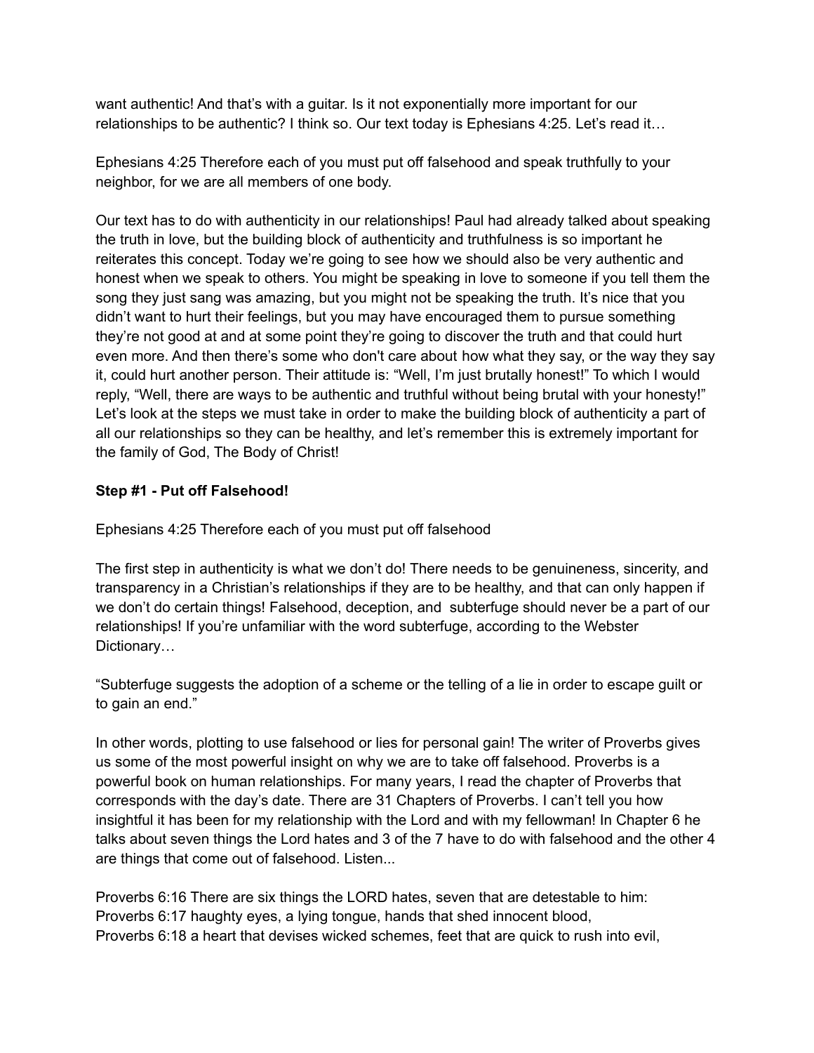want authentic! And that's with a guitar. Is it not exponentially more important for our relationships to be authentic? I think so. Our text today is Ephesians 4:25. Let's read it…

Ephesians 4:25 Therefore each of you must put off falsehood and speak truthfully to your neighbor, for we are all members of one body.

Our text has to do with authenticity in our relationships! Paul had already talked about speaking the truth in love, but the building block of authenticity and truthfulness is so important he reiterates this concept. Today we're going to see how we should also be very authentic and honest when we speak to others. You might be speaking in love to someone if you tell them the song they just sang was amazing, but you might not be speaking the truth. It's nice that you didn't want to hurt their feelings, but you may have encouraged them to pursue something they're not good at and at some point they're going to discover the truth and that could hurt even more. And then there's some who don't care about how what they say, or the way they say it, could hurt another person. Their attitude is: "Well, I'm just brutally honest!" To which I would reply, "Well, there are ways to be authentic and truthful without being brutal with your honesty!" Let's look at the steps we must take in order to make the building block of authenticity a part of all our relationships so they can be healthy, and let's remember this is extremely important for the family of God, The Body of Christ!

**Step #1 - Put off Falsehood!**

Ephesians 4:25 Therefore each of you must put off falsehood

The first step in authenticity is what we don't do! There needs to be genuineness, sincerity, and transparency in a Christian's relationships if they are to be healthy, and that can only happen if we don't do certain things! Falsehood, deception, and subterfuge should never be a part of our relationships! If you're unfamiliar with the word subterfuge, according to the Webster Dictionary…

"Subterfuge suggests the adoption of a scheme or the telling of a lie in order to escape guilt or to gain an end."

In other words, plotting to use falsehood or lies for personal gain! The writer of Proverbs gives us some of the most powerful insight on why we are to take off falsehood. Proverbs is a powerful book on human relationships. For many years, I read the chapter of Proverbs that corresponds with the day's date. There are 31 Chapters of Proverbs. I can't tell you how insightful it has been for my relationship with the Lord and with my fellowman! In Chapter 6 he talks about seven things the Lord hates and 3 of the 7 have to do with falsehood and the other 4 are things that come out of falsehood. Listen...

Proverbs 6:16 There are six things the LORD hates, seven that are detestable to him:
Proverbs 6:17 haughty eyes, a lying tongue, hands that shed innocent blood,
Proverbs 6:18 a heart that devises wicked schemes, feet that are quick to rush into evil,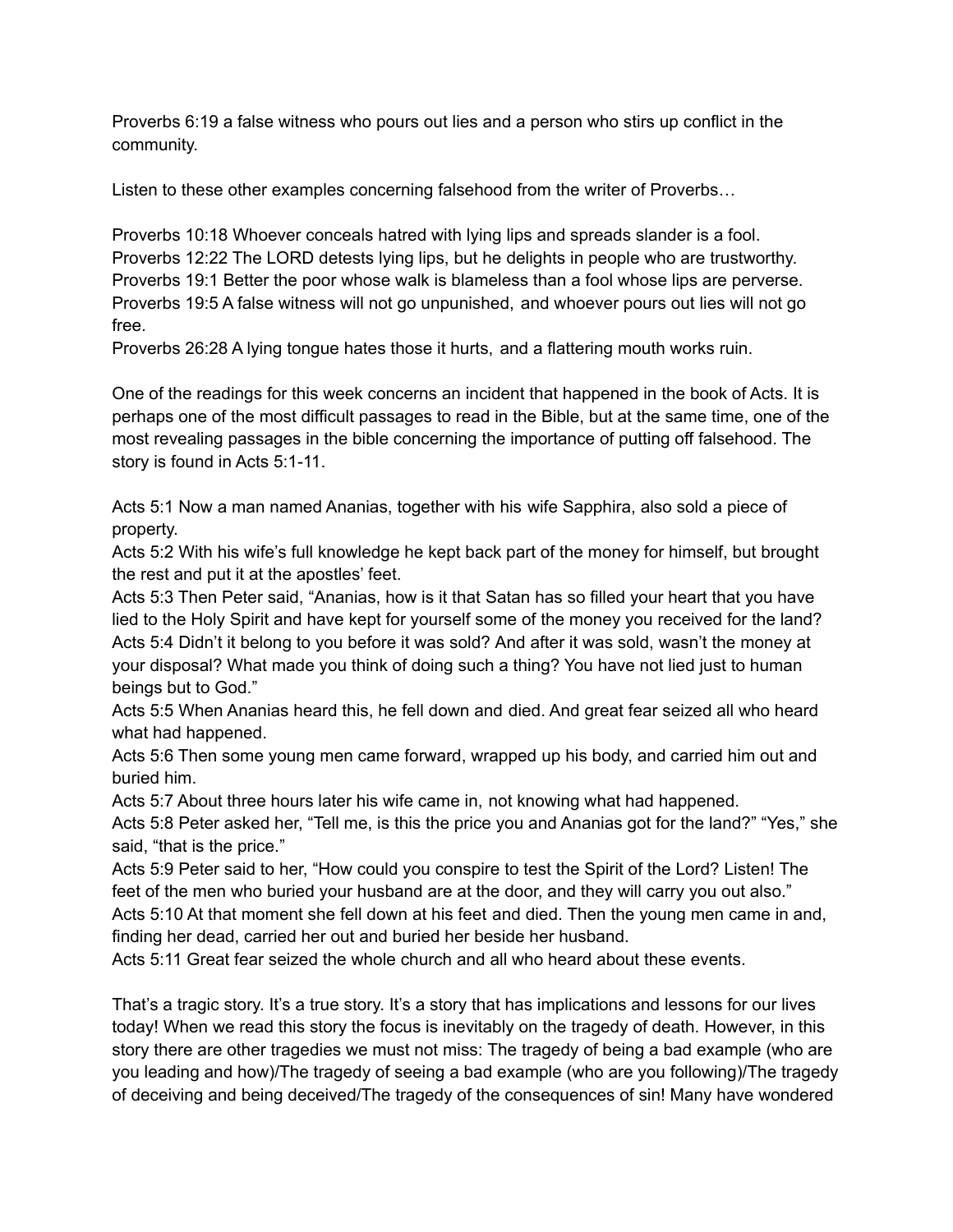Proverbs 6:19 a false witness who pours out lies and a person who stirs up conflict in the community.

Listen to these other examples concerning falsehood from the writer of Proverbs…

Proverbs 10:18 Whoever conceals hatred with lying lips and spreads slander is a fool.
Proverbs 12:22 The LORD detests lying lips, but he delights in people who are trustworthy.
Proverbs 19:1 Better the poor whose walk is blameless than a fool whose lips are perverse.
Proverbs 19:5 A false witness will not go unpunished, and whoever pours out lies will not go free.
Proverbs 26:28 A lying tongue hates those it hurts, and a flattering mouth works ruin.

One of the readings for this week concerns an incident that happened in the book of Acts. It is perhaps one of the most difficult passages to read in the Bible, but at the same time, one of the most revealing passages in the bible concerning the importance of putting off falsehood. The story is found in Acts 5:1-11.

Acts 5:1 Now a man named Ananias, together with his wife Sapphira, also sold a piece of property.
Acts 5:2 With his wife's full knowledge he kept back part of the money for himself, but brought the rest and put it at the apostles' feet.
Acts 5:3 Then Peter said, "Ananias, how is it that Satan has so filled your heart that you have lied to the Holy Spirit and have kept for yourself some of the money you received for the land?
Acts 5:4 Didn't it belong to you before it was sold? And after it was sold, wasn't the money at your disposal? What made you think of doing such a thing? You have not lied just to human beings but to God."
Acts 5:5 When Ananias heard this, he fell down and died. And great fear seized all who heard what had happened.
Acts 5:6 Then some young men came forward, wrapped up his body, and carried him out and buried him.
Acts 5:7 About three hours later his wife came in, not knowing what had happened.
Acts 5:8 Peter asked her, "Tell me, is this the price you and Ananias got for the land?" "Yes," she said, "that is the price."
Acts 5:9 Peter said to her, "How could you conspire to test the Spirit of the Lord? Listen! The feet of the men who buried your husband are at the door, and they will carry you out also."
Acts 5:10 At that moment she fell down at his feet and died. Then the young men came in and, finding her dead, carried her out and buried her beside her husband.
Acts 5:11 Great fear seized the whole church and all who heard about these events.

That's a tragic story. It's a true story. It's a story that has implications and lessons for our lives today! When we read this story the focus is inevitably on the tragedy of death. However, in this story there are other tragedies we must not miss: The tragedy of being a bad example (who are you leading and how)/The tragedy of seeing a bad example (who are you following)/The tragedy of deceiving and being deceived/The tragedy of the consequences of sin! Many have wondered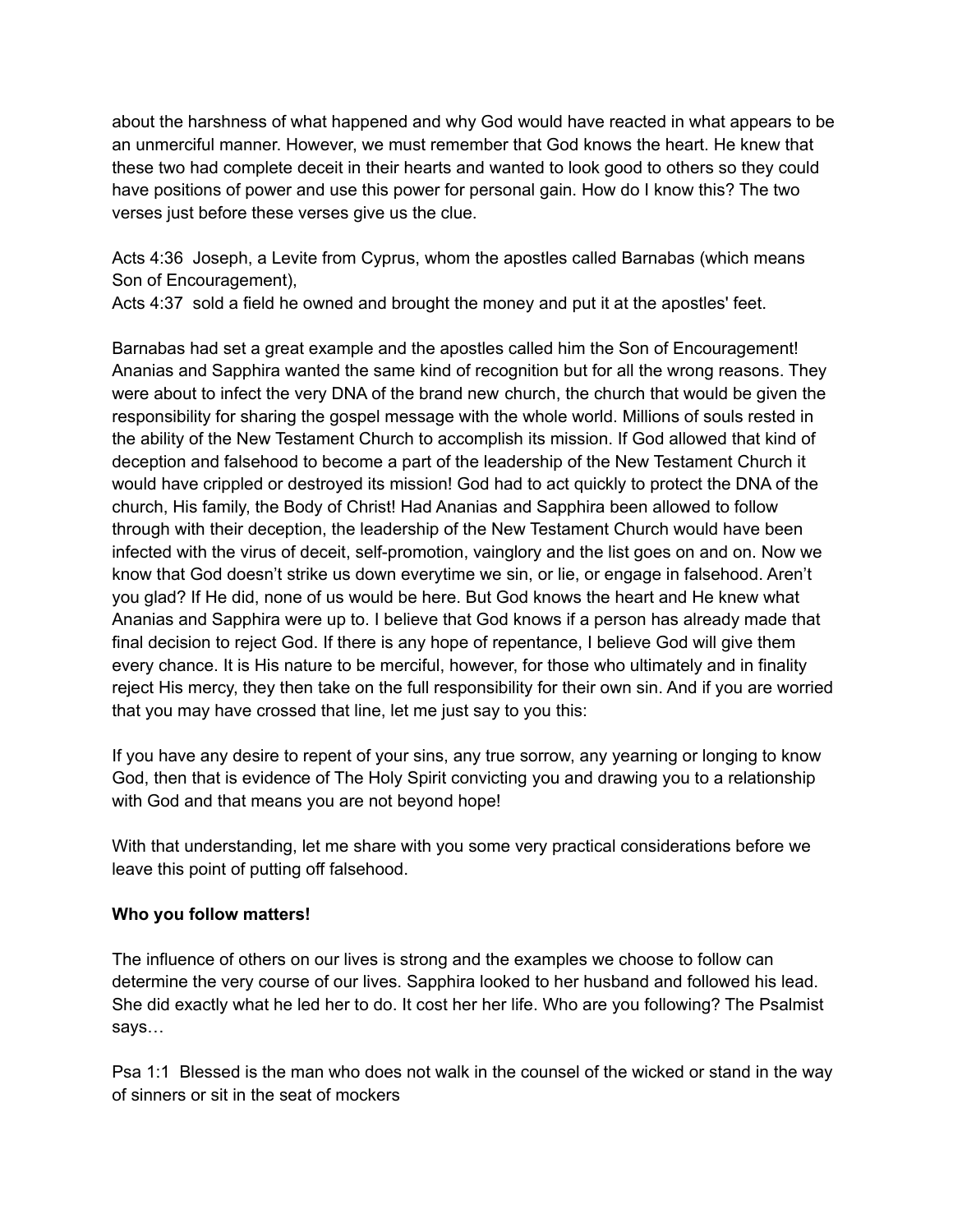about the harshness of what happened and why God would have reacted in what appears to be an unmerciful manner. However, we must remember that God knows the heart. He knew that these two had complete deceit in their hearts and wanted to look good to others so they could have positions of power and use this power for personal gain. How do I know this? The two verses just before these verses give us the clue.

Acts 4:36 Joseph, a Levite from Cyprus, whom the apostles called Barnabas (which means Son of Encouragement),
Acts 4:37 sold a field he owned and brought the money and put it at the apostles' feet.

Barnabas had set a great example and the apostles called him the Son of Encouragement! Ananias and Sapphira wanted the same kind of recognition but for all the wrong reasons. They were about to infect the very DNA of the brand new church, the church that would be given the responsibility for sharing the gospel message with the whole world. Millions of souls rested in the ability of the New Testament Church to accomplish its mission. If God allowed that kind of deception and falsehood to become a part of the leadership of the New Testament Church it would have crippled or destroyed its mission! God had to act quickly to protect the DNA of the church, His family, the Body of Christ! Had Ananias and Sapphira been allowed to follow through with their deception, the leadership of the New Testament Church would have been infected with the virus of deceit, self-promotion, vainglory and the list goes on and on. Now we know that God doesn't strike us down everytime we sin, or lie, or engage in falsehood. Aren't you glad? If He did, none of us would be here. But God knows the heart and He knew what Ananias and Sapphira were up to. I believe that God knows if a person has already made that final decision to reject God. If there is any hope of repentance, I believe God will give them every chance. It is His nature to be merciful, however, for those who ultimately and in finality reject His mercy, they then take on the full responsibility for their own sin. And if you are worried that you may have crossed that line, let me just say to you this:

If you have any desire to repent of your sins, any true sorrow, any yearning or longing to know God, then that is evidence of The Holy Spirit convicting you and drawing you to a relationship with God and that means you are not beyond hope!

With that understanding, let me share with you some very practical considerations before we leave this point of putting off falsehood.

**Who you follow matters!**

The influence of others on our lives is strong and the examples we choose to follow can determine the very course of our lives. Sapphira looked to her husband and followed his lead. She did exactly what he led her to do. It cost her her life. Who are you following? The Psalmist says…

Psa 1:1 Blessed is the man who does not walk in the counsel of the wicked or stand in the way of sinners or sit in the seat of mockers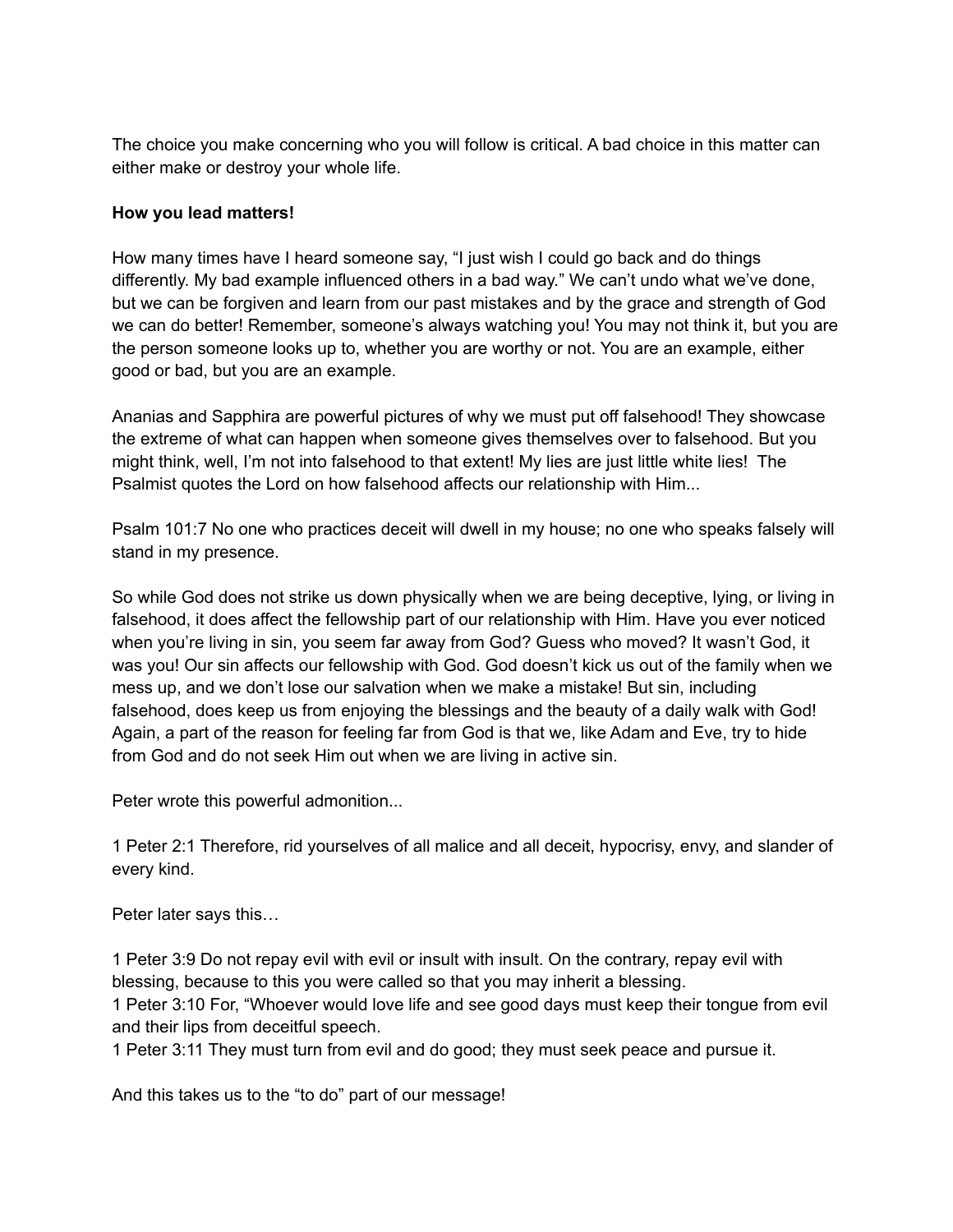The choice you make concerning who you will follow is critical. A bad choice in this matter can either make or destroy your whole life.

**How you lead matters!**

How many times have I heard someone say, "I just wish I could go back and do things differently. My bad example influenced others in a bad way." We can't undo what we've done, but we can be forgiven and learn from our past mistakes and by the grace and strength of God we can do better! Remember, someone's always watching you! You may not think it, but you are the person someone looks up to, whether you are worthy or not. You are an example, either good or bad, but you are an example.

Ananias and Sapphira are powerful pictures of why we must put off falsehood! They showcase the extreme of what can happen when someone gives themselves over to falsehood. But you might think, well, I'm not into falsehood to that extent! My lies are just little white lies! The Psalmist quotes the Lord on how falsehood affects our relationship with Him...

Psalm 101:7 No one who practices deceit will dwell in my house; no one who speaks falsely will stand in my presence.

So while God does not strike us down physically when we are being deceptive, lying, or living in falsehood, it does affect the fellowship part of our relationship with Him. Have you ever noticed when you're living in sin, you seem far away from God? Guess who moved? It wasn't God, it was you! Our sin affects our fellowship with God. God doesn't kick us out of the family when we mess up, and we don't lose our salvation when we make a mistake! But sin, including falsehood, does keep us from enjoying the blessings and the beauty of a daily walk with God! Again, a part of the reason for feeling far from God is that we, like Adam and Eve, try to hide from God and do not seek Him out when we are living in active sin.

Peter wrote this powerful admonition...

1 Peter 2:1 Therefore, rid yourselves of all malice and all deceit, hypocrisy, envy, and slander of every kind.

Peter later says this…

1 Peter 3:9 Do not repay evil with evil or insult with insult. On the contrary, repay evil with blessing, because to this you were called so that you may inherit a blessing.
1 Peter 3:10 For, "Whoever would love life and see good days must keep their tongue from evil and their lips from deceitful speech.
1 Peter 3:11 They must turn from evil and do good; they must seek peace and pursue it.

And this takes us to the "to do" part of our message!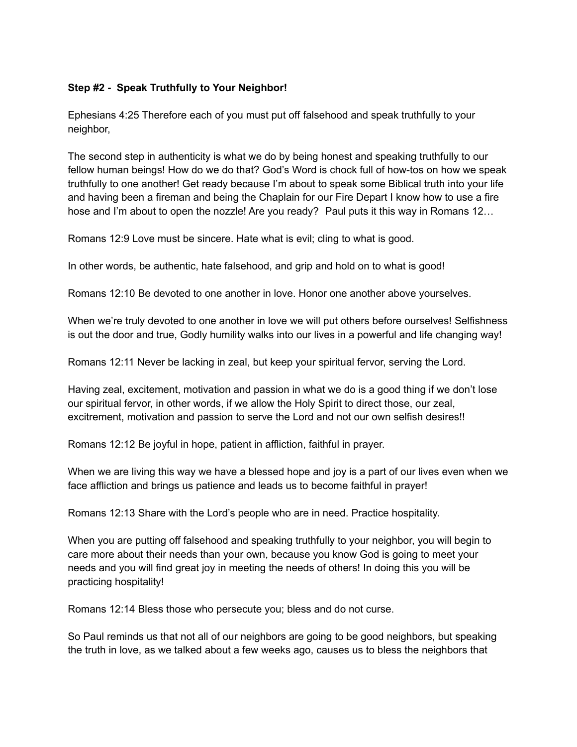**Step #2 - Speak Truthfully to Your Neighbor!**

Ephesians 4:25 Therefore each of you must put off falsehood and speak truthfully to your neighbor,

The second step in authenticity is what we do by being honest and speaking truthfully to our fellow human beings! How do we do that? God's Word is chock full of how-tos on how we speak truthfully to one another! Get ready because I'm about to speak some Biblical truth into your life and having been a fireman and being the Chaplain for our Fire Depart I know how to use a fire hose and I'm about to open the nozzle! Are you ready? Paul puts it this way in Romans 12…

Romans 12:9 Love must be sincere. Hate what is evil; cling to what is good.

In other words, be authentic, hate falsehood, and grip and hold on to what is good!

Romans 12:10 Be devoted to one another in love. Honor one another above yourselves.

When we're truly devoted to one another in love we will put others before ourselves! Selfishness is out the door and true, Godly humility walks into our lives in a powerful and life changing way!

Romans 12:11 Never be lacking in zeal, but keep your spiritual fervor, serving the Lord.

Having zeal, excitement, motivation and passion in what we do is a good thing if we don't lose our spiritual fervor, in other words, if we allow the Holy Spirit to direct those, our zeal, excitement, motivation and passion to serve the Lord and not our own selfish desires!!

Romans 12:12 Be joyful in hope, patient in affliction, faithful in prayer.

When we are living this way we have a blessed hope and joy is a part of our lives even when we face affliction and brings us patience and leads us to become faithful in prayer!

Romans 12:13 Share with the Lord's people who are in need. Practice hospitality.

When you are putting off falsehood and speaking truthfully to your neighbor, you will begin to care more about their needs than your own, because you know God is going to meet your needs and you will find great joy in meeting the needs of others! In doing this you will be practicing hospitality!

Romans 12:14 Bless those who persecute you; bless and do not curse.

So Paul reminds us that not all of our neighbors are going to be good neighbors, but speaking the truth in love, as we talked about a few weeks ago, causes us to bless the neighbors that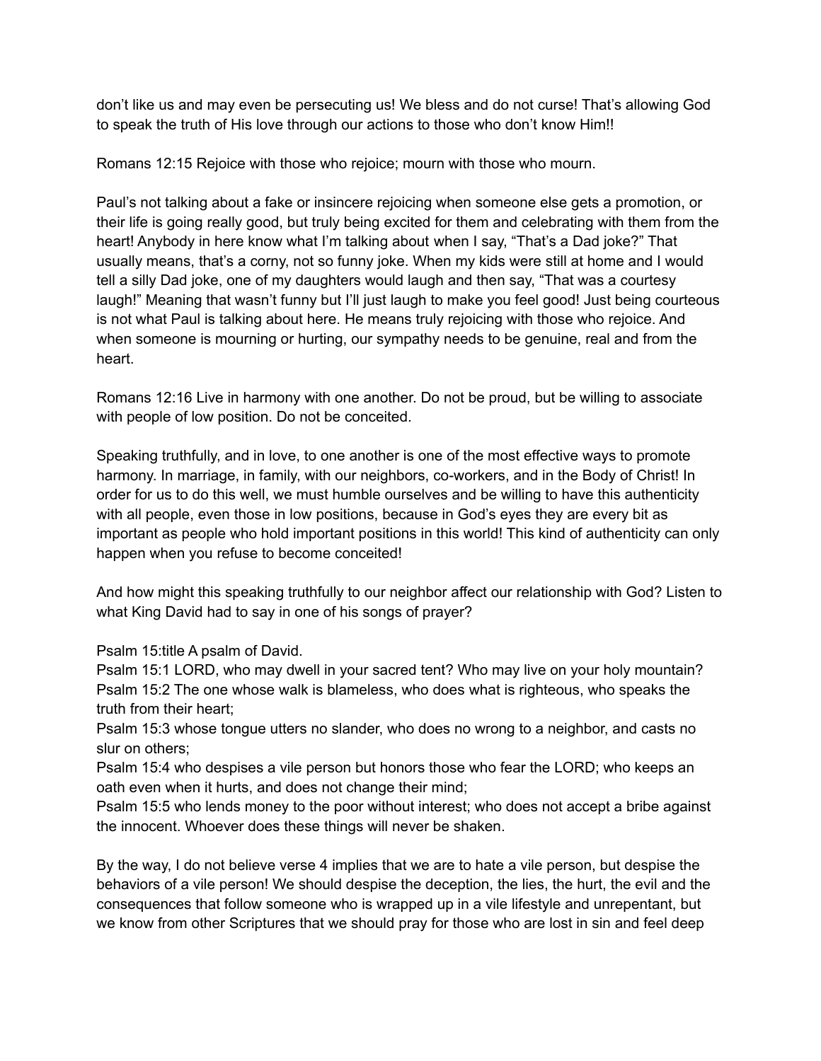don't like us and may even be persecuting us! We bless and do not curse! That's allowing God to speak the truth of His love through our actions to those who don't know Him!!

Romans 12:15 Rejoice with those who rejoice; mourn with those who mourn.

Paul's not talking about a fake or insincere rejoicing when someone else gets a promotion, or their life is going really good, but truly being excited for them and celebrating with them from the heart! Anybody in here know what I'm talking about when I say, "That's a Dad joke?" That usually means, that's a corny, not so funny joke. When my kids were still at home and I would tell a silly Dad joke, one of my daughters would laugh and then say, "That was a courtesy laugh!" Meaning that wasn't funny but I'll just laugh to make you feel good! Just being courteous is not what Paul is talking about here. He means truly rejoicing with those who rejoice. And when someone is mourning or hurting, our sympathy needs to be genuine, real and from the heart.

Romans 12:16 Live in harmony with one another. Do not be proud, but be willing to associate with people of low position. Do not be conceited.

Speaking truthfully, and in love, to one another is one of the most effective ways to promote harmony. In marriage, in family, with our neighbors, co-workers, and in the Body of Christ! In order for us to do this well, we must humble ourselves and be willing to have this authenticity with all people, even those in low positions, because in God's eyes they are every bit as important as people who hold important positions in this world! This kind of authenticity can only happen when you refuse to become conceited!

And how might this speaking truthfully to our neighbor affect our relationship with God? Listen to what King David had to say in one of his songs of prayer?

Psalm 15:title A psalm of David.
Psalm 15:1 LORD, who may dwell in your sacred tent? Who may live on your holy mountain?
Psalm 15:2 The one whose walk is blameless, who does what is righteous, who speaks the truth from their heart;
Psalm 15:3 whose tongue utters no slander, who does no wrong to a neighbor, and casts no slur on others;
Psalm 15:4 who despises a vile person but honors those who fear the LORD; who keeps an oath even when it hurts, and does not change their mind;
Psalm 15:5 who lends money to the poor without interest; who does not accept a bribe against the innocent. Whoever does these things will never be shaken.

By the way, I do not believe verse 4 implies that we are to hate a vile person, but despise the behaviors of a vile person! We should despise the deception, the lies, the hurt, the evil and the consequences that follow someone who is wrapped up in a vile lifestyle and unrepentant, but we know from other Scriptures that we should pray for those who are lost in sin and feel deep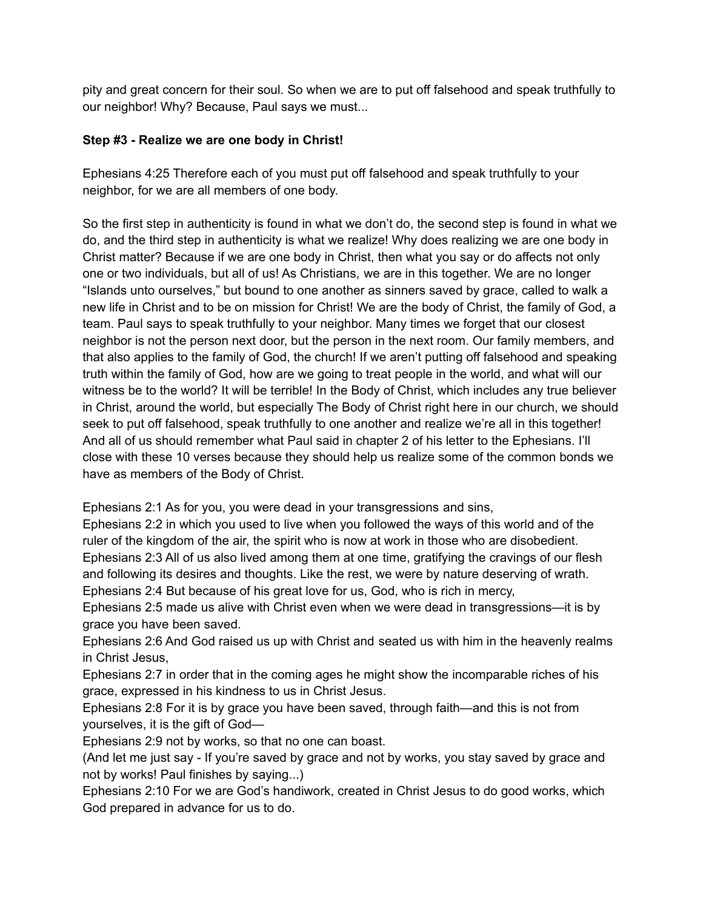pity and great concern for their soul. So when we are to put off falsehood and speak truthfully to our neighbor! Why? Because, Paul says we must...

**Step #3 - Realize we are one body in Christ!**

Ephesians 4:25 Therefore each of you must put off falsehood and speak truthfully to your neighbor, for we are all members of one body.

So the first step in authenticity is found in what we don't do, the second step is found in what we do, and the third step in authenticity is what we realize! Why does realizing we are one body in Christ matter? Because if we are one body in Christ, then what you say or do affects not only one or two individuals, but all of us! As Christians, we are in this together. We are no longer "Islands unto ourselves," but bound to one another as sinners saved by grace, called to walk a new life in Christ and to be on mission for Christ! We are the body of Christ, the family of God, a team. Paul says to speak truthfully to your neighbor. Many times we forget that our closest neighbor is not the person next door, but the person in the next room. Our family members, and that also applies to the family of God, the church! If we aren't putting off falsehood and speaking truth within the family of God, how are we going to treat people in the world, and what will our witness be to the world? It will be terrible! In the Body of Christ, which includes any true believer in Christ, around the world, but especially The Body of Christ right here in our church, we should seek to put off falsehood, speak truthfully to one another and realize we're all in this together! And all of us should remember what Paul said in chapter 2 of his letter to the Ephesians. I'll close with these 10 verses because they should help us realize some of the common bonds we have as members of the Body of Christ.

Ephesians 2:1 As for you, you were dead in your transgressions and sins,
Ephesians 2:2 in which you used to live when you followed the ways of this world and of the ruler of the kingdom of the air, the spirit who is now at work in those who are disobedient.
Ephesians 2:3 All of us also lived among them at one time, gratifying the cravings of our flesh and following its desires and thoughts. Like the rest, we were by nature deserving of wrath.
Ephesians 2:4 But because of his great love for us, God, who is rich in mercy,
Ephesians 2:5 made us alive with Christ even when we were dead in transgressions—it is by grace you have been saved.
Ephesians 2:6 And God raised us up with Christ and seated us with him in the heavenly realms in Christ Jesus,
Ephesians 2:7 in order that in the coming ages he might show the incomparable riches of his grace, expressed in his kindness to us in Christ Jesus.
Ephesians 2:8 For it is by grace you have been saved, through faith—and this is not from yourselves, it is the gift of God—
Ephesians 2:9 not by works, so that no one can boast.
(And let me just say - If you're saved by grace and not by works, you stay saved by grace and not by works! Paul finishes by saying...)
Ephesians 2:10 For we are God's handiwork, created in Christ Jesus to do good works, which God prepared in advance for us to do.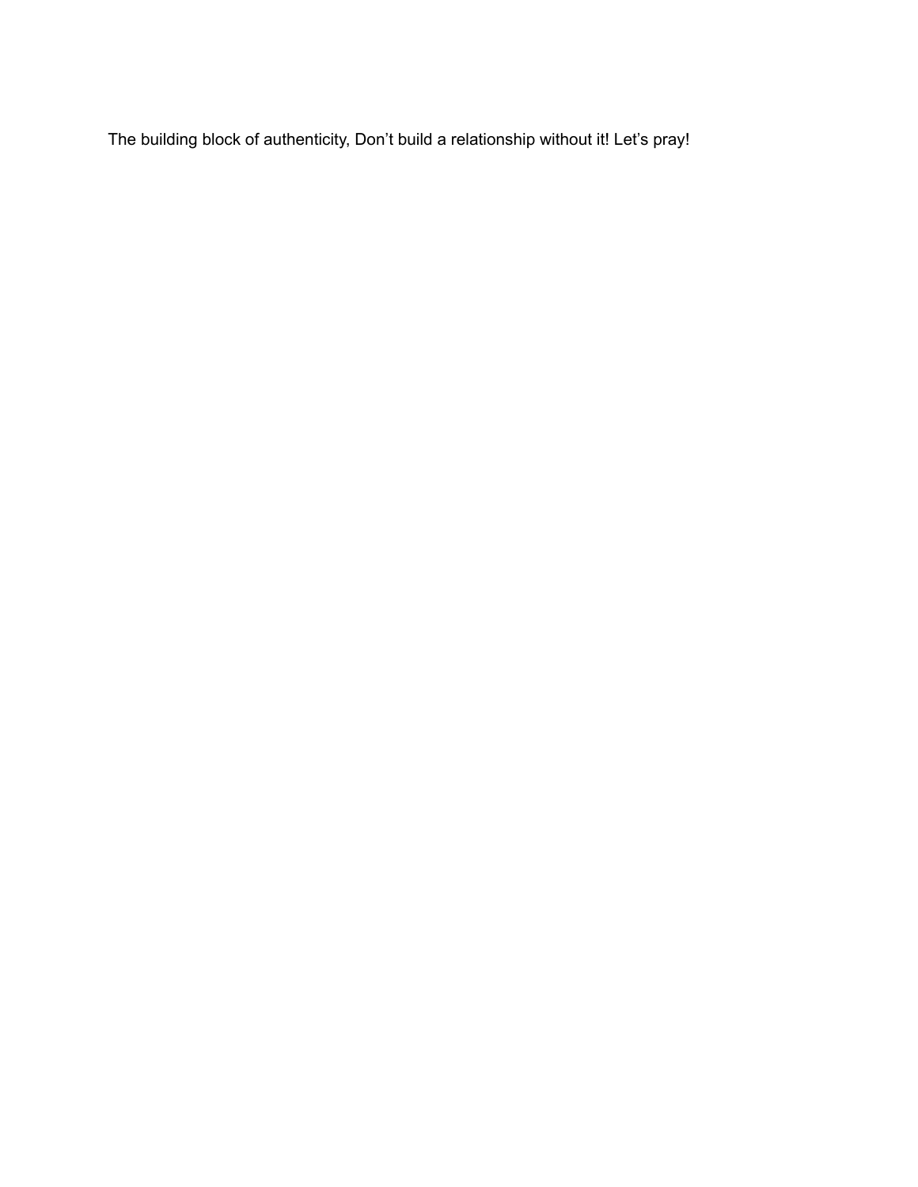The building block of authenticity, Don’t build a relationship without it! Let’s pray!